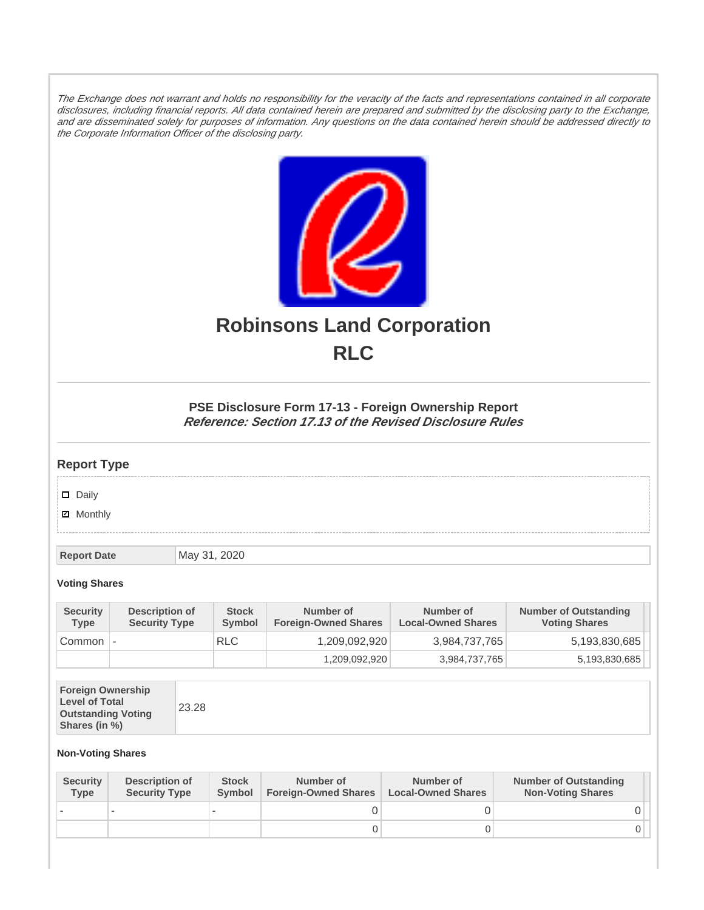*The Exchange does not warrant and holds no responsibility for the veracity of the facts and representations contained in all corporate disclosures, including financial reports. All data contained herein are prepared and submitted by the disclosing party to the Exchange, and are disseminated solely for purposes of information. Any questions on the data contained herein should be addressed directly to the Corporate Information Officer of the disclosing party.*

# Robinsons Land Corporation
# RLC

### PSE Disclosure Form 17-13 - Foreign Ownership Report
***Reference: Section 17.13 of the Revised Disclosure Rules***

## Report Type

- ☐ Daily
- ☑ Monthly

| Report Date | May 31, 2020 |
|---|---|

#### Voting Shares

| Security Type | Description of Security Type | Stock Symbol | Number of Foreign-Owned Shares | Number of Local-Owned Shares | Number of Outstanding Voting Shares |
|---|---|---|---|---|---|
| Common | - | RLC | 1,209,092,920 | 3,984,737,765 | 5,193,830,685 |
| | | | 1,209,092,920 | 3,984,737,765 | 5,193,830,685 |

| Foreign Ownership Level of Total Outstanding Voting Shares (in %) | 23.28 |
|---|---|

#### Non-Voting Shares

| Security Type | Description of Security Type | Stock Symbol | Number of Foreign-Owned Shares | Number of Local-Owned Shares | Number of Outstanding Non-Voting Shares |
|---|---|---|---|---|---|
| - | - | - | 0 | 0 | 0 |
| | | | 0 | 0 | 0 |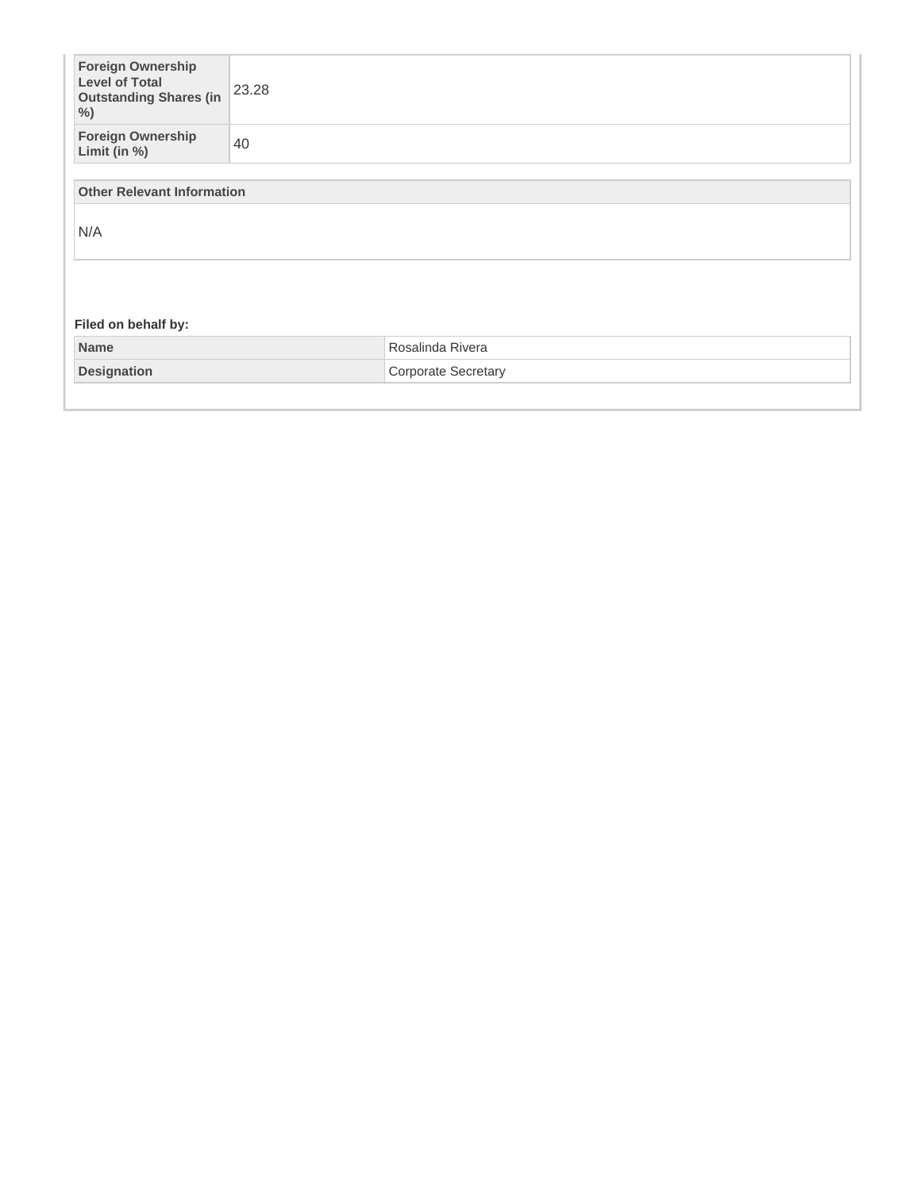| | |
|---|---|
| **Foreign Ownership Level of Total Outstanding Shares (in %)** | 23.28 |
| **Foreign Ownership Limit (in %)** | 40 |

| **Other Relevant Information** |
|---|
| N/A |

**Filed on behalf by:**

| | |
|---|---|
| **Name** | Rosalinda Rivera |
| **Designation** | Corporate Secretary |